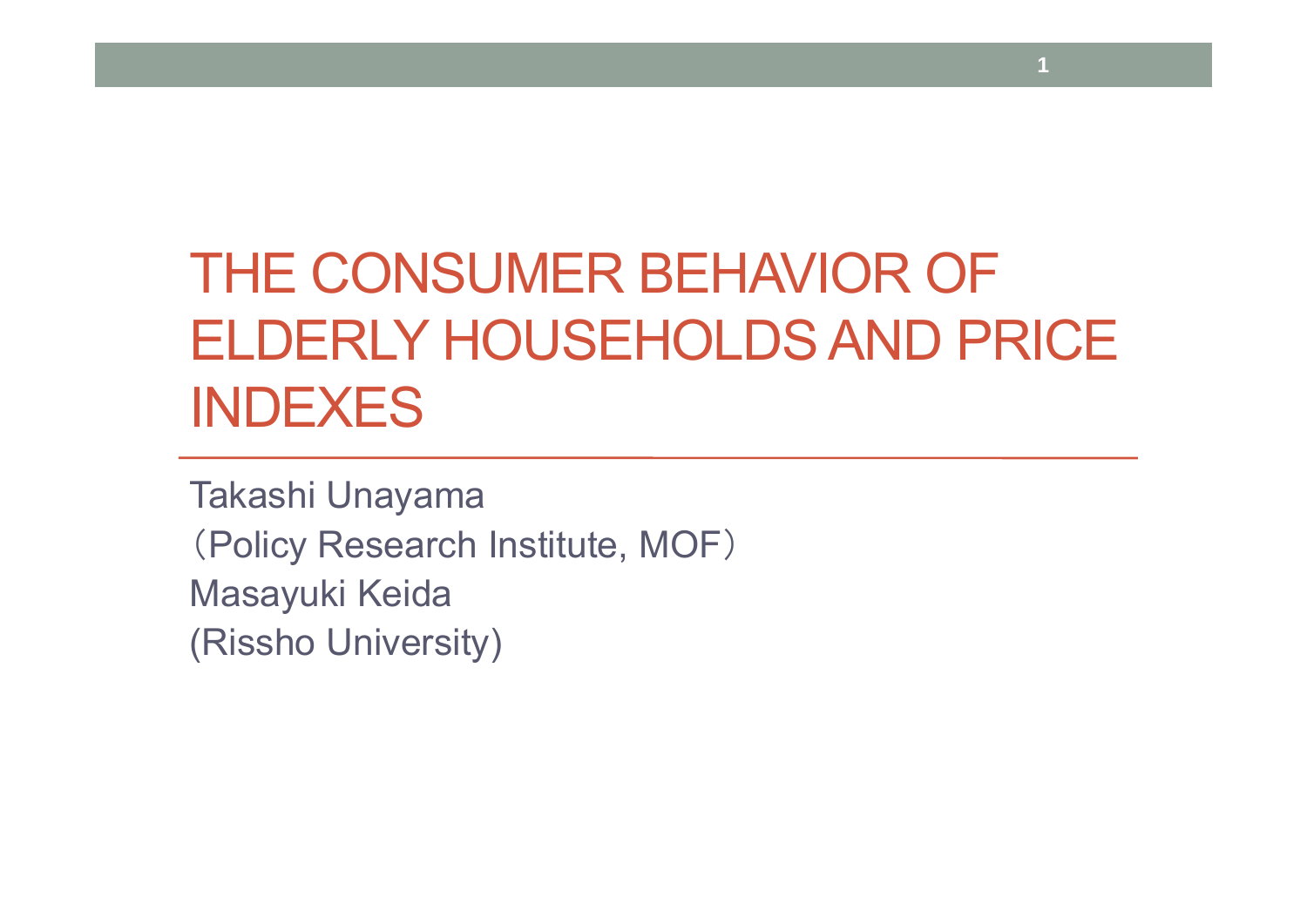# THE CONSUMER BEHAVIOR OF ELDERLY HOUSEHOLDS AND PRICE INDEXES

Takashi Unayama
（Policy Research Institute, MOF）
Masayuki Keida
(Rissho University)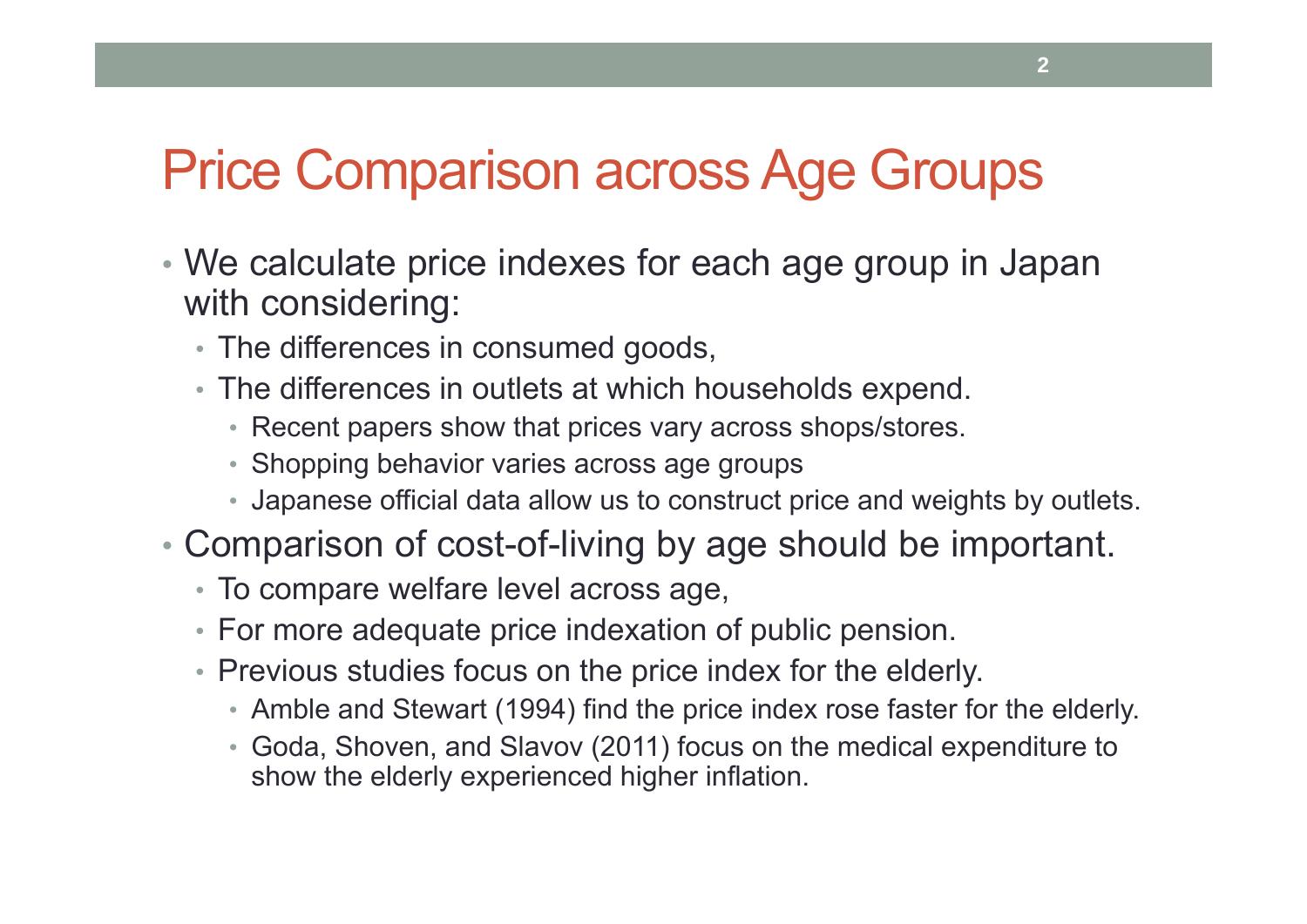# Price Comparison across Age Groups

- We calculate price indexes for each age group in Japan with considering:
  - The differences in consumed goods,
  - The differences in outlets at which households expend.
    - Recent papers show that prices vary across shops/stores.
    - Shopping behavior varies across age groups
    - Japanese official data allow us to construct price and weights by outlets.
- Comparison of cost-of-living by age should be important.
  - To compare welfare level across age,
  - For more adequate price indexation of public pension.
  - Previous studies focus on the price index for the elderly.
    - Amble and Stewart (1994) find the price index rose faster for the elderly.
    - Goda, Shoven, and Slavov (2011) focus on the medical expenditure to show the elderly experienced higher inflation.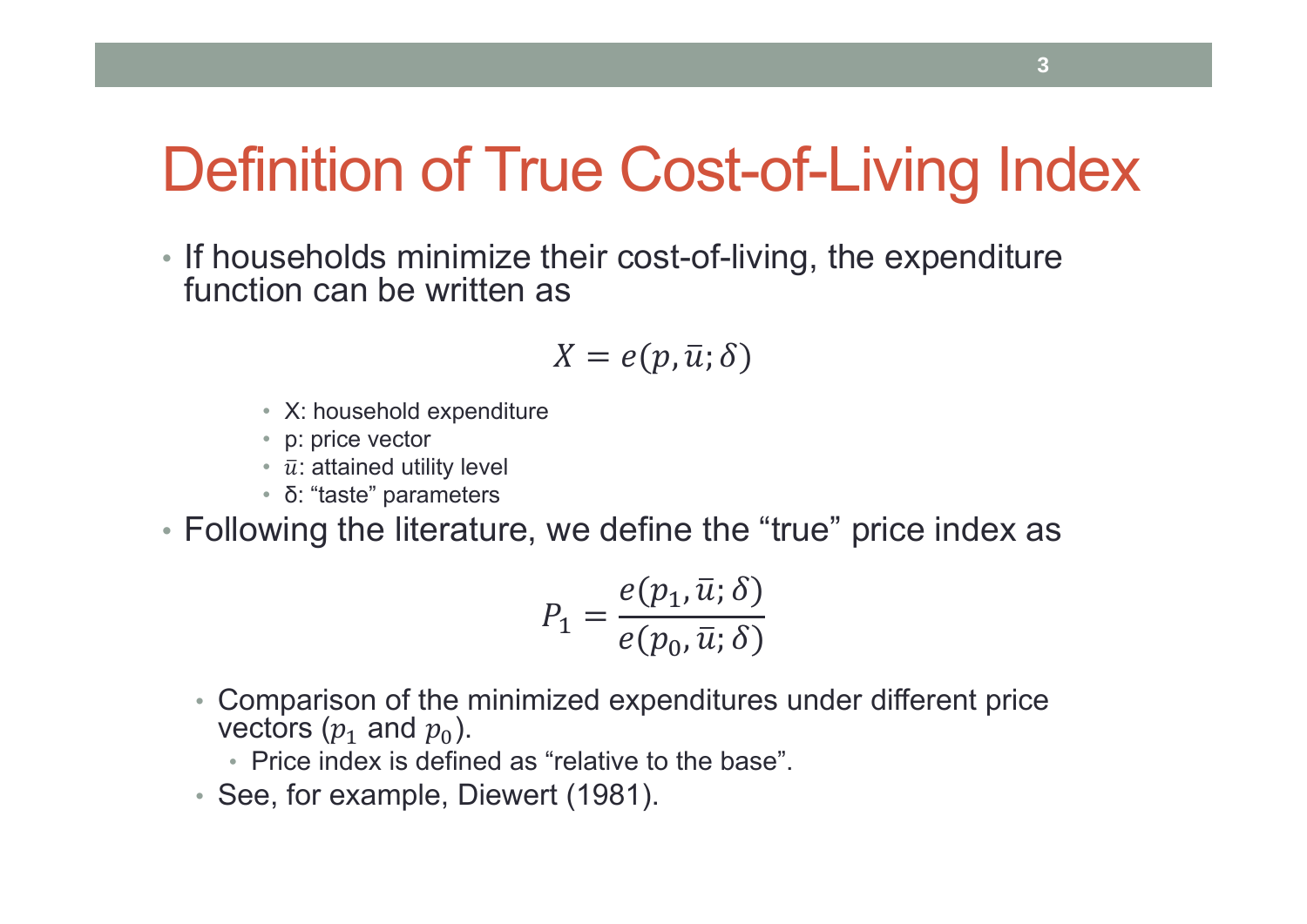# Definition of True Cost-of-Living Index

- If households minimize their cost-of-living, the expenditure function can be written as

$$X = e(p, \bar{u}; \delta)$$

  - X: household expenditure
  - p: price vector
  - $\bar{u}$: attained utility level
  - δ: "taste" parameters

- Following the literature, we define the "true" price index as

$$P_1 = \frac{e(p_1, \bar{u}; \delta)}{e(p_0, \bar{u}; \delta)}$$

  - Comparison of the minimized expenditures under different price vectors ($p_1$ and $p_0$).
    - Price index is defined as "relative to the base".
  - See, for example, Diewert (1981).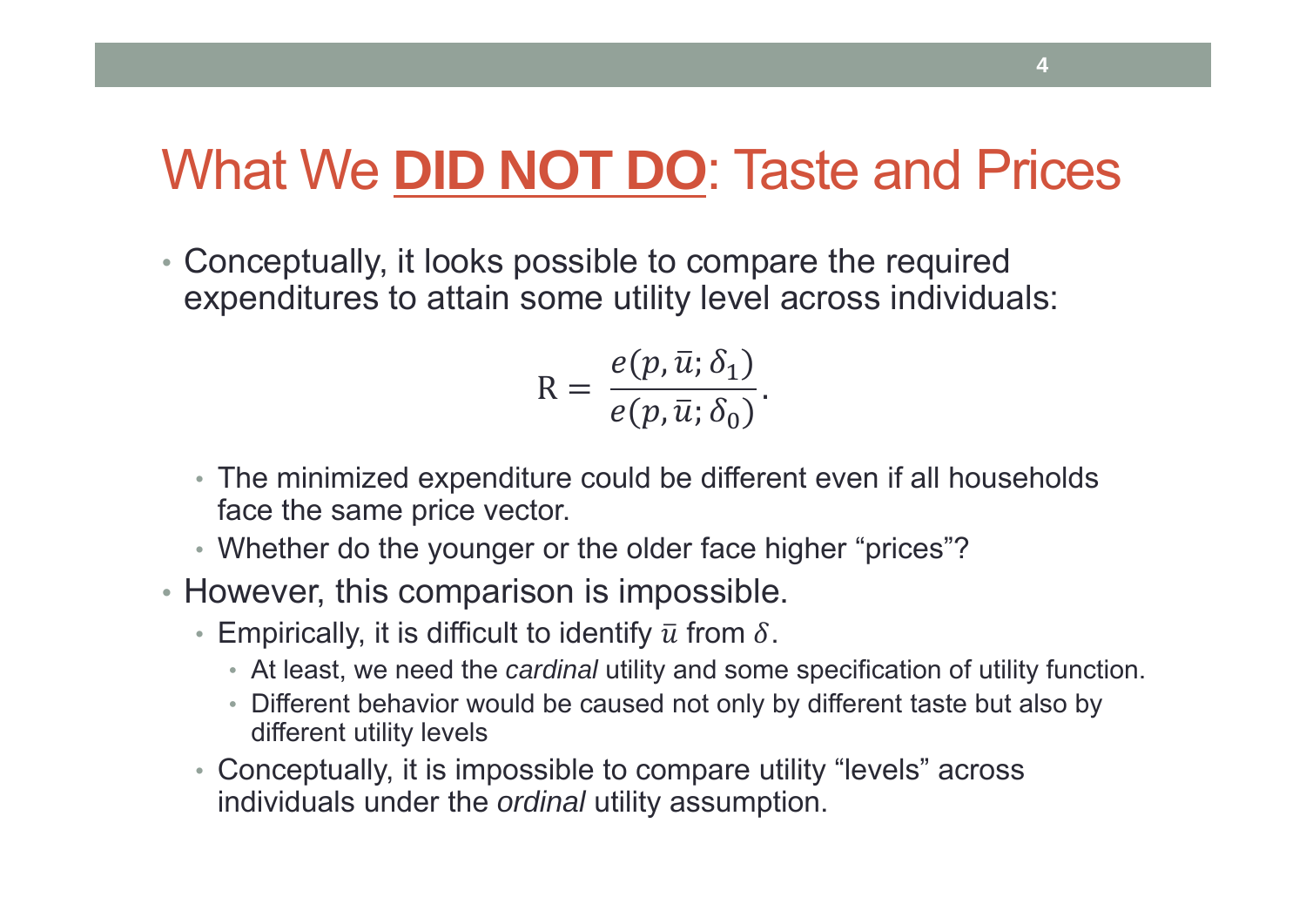# What We **DID NOT DO**: Taste and Prices

- Conceptually, it looks possible to compare the required expenditures to attain some utility level across individuals:

$$\mathrm{R} = \frac{e(p, \bar{u}; \delta_1)}{e(p, \bar{u}; \delta_0)}.$$

  - The minimized expenditure could be different even if all households face the same price vector.
  - Whether do the younger or the older face higher "prices"?
- However, this comparison is impossible.
  - Empirically, it is difficult to identify $\bar{u}$ from $\delta$.
    - At least, we need the *cardinal* utility and some specification of utility function.
    - Different behavior would be caused not only by different taste but also by different utility levels
  - Conceptually, it is impossible to compare utility "levels" across individuals under the *ordinal* utility assumption.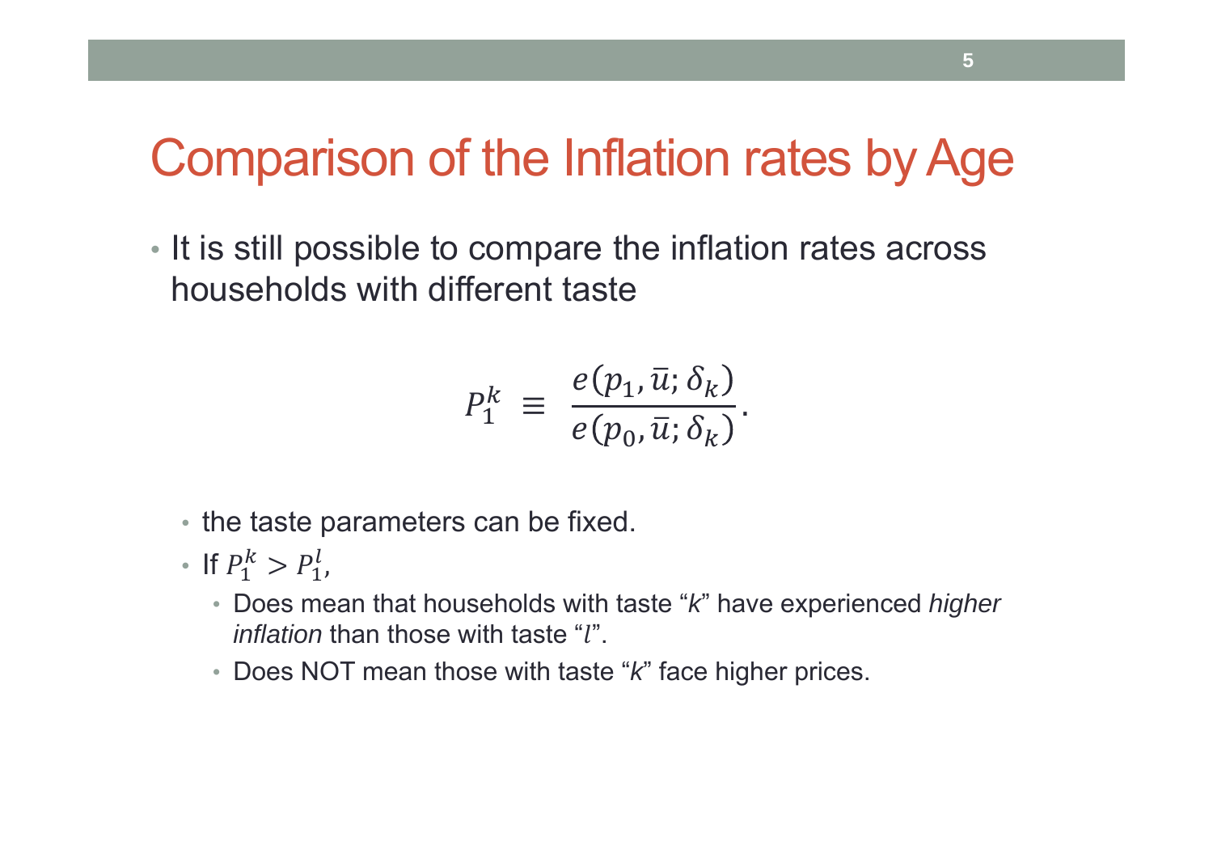# Comparison of the Inflation rates by Age

- It is still possible to compare the inflation rates across households with different taste

$$P_1^k \equiv \frac{e(p_1, \bar{u}; \delta_k)}{e(p_0, \bar{u}; \delta_k)}.$$

  - the taste parameters can be fixed.
  - If $P_1^k > P_1^l$,
    - Does mean that households with taste "*k*" have experienced *higher inflation* than those with taste "$l$".
    - Does NOT mean those with taste "*k*" face higher prices.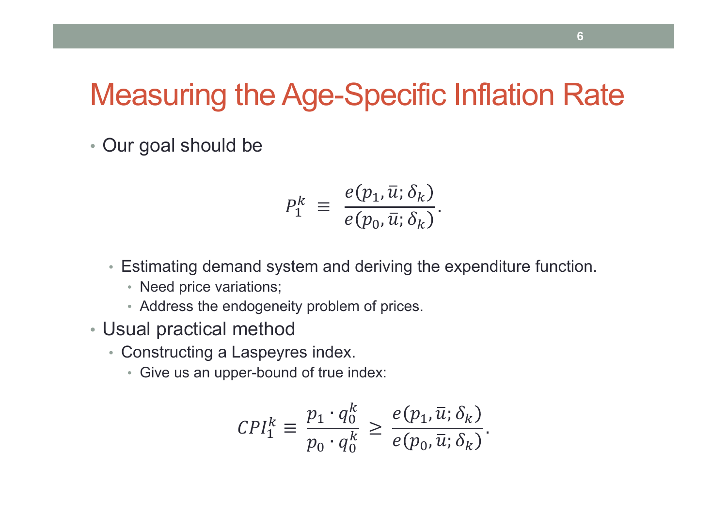# Measuring the Age-Specific Inflation Rate

- Our goal should be

$$P_1^k \equiv \frac{e(p_1, \bar{u}; \delta_k)}{e(p_0, \bar{u}; \delta_k)}.$$

  - Estimating demand system and deriving the expenditure function.
    - Need price variations;
    - Address the endogeneity problem of prices.
- Usual practical method
  - Constructing a Laspeyres index.
    - Give us an upper-bound of true index:

$$CPI_1^k \equiv \frac{p_1 \cdot q_0^k}{p_0 \cdot q_0^k} \geq \frac{e(p_1, \bar{u}; \delta_k)}{e(p_0, \bar{u}; \delta_k)}.$$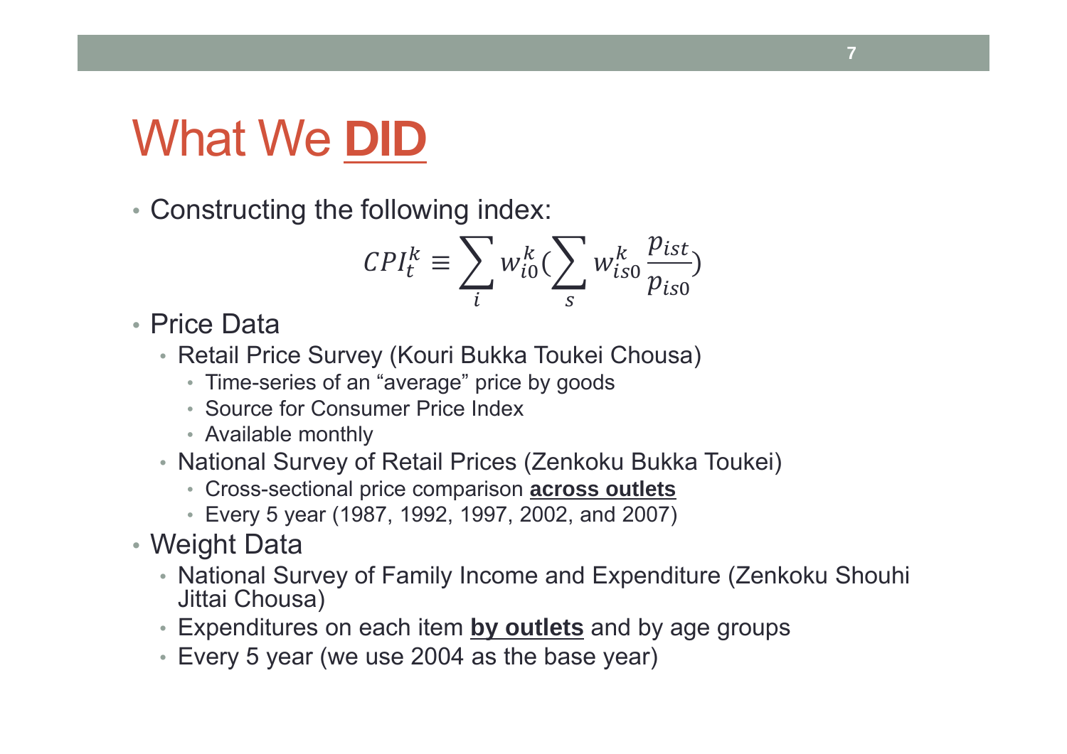# What We **DID**

- Constructing the following index:

$$CPI_t^k \equiv \sum_i w_{i0}^k \left( \sum_s w_{is0}^k \frac{p_{ist}}{p_{is0}} \right)$$

- Price Data
  - Retail Price Survey (Kouri Bukka Toukei Chousa)
    - Time-series of an "average" price by goods
    - Source for Consumer Price Index
    - Available monthly
  - National Survey of Retail Prices (Zenkoku Bukka Toukei)
    - Cross-sectional price comparison **across outlets**
    - Every 5 year (1987, 1992, 1997, 2002, and 2007)
- Weight Data
  - National Survey of Family Income and Expenditure (Zenkoku Shouhi Jittai Chousa)
  - Expenditures on each item **by outlets** and by age groups
  - Every 5 year (we use 2004 as the base year)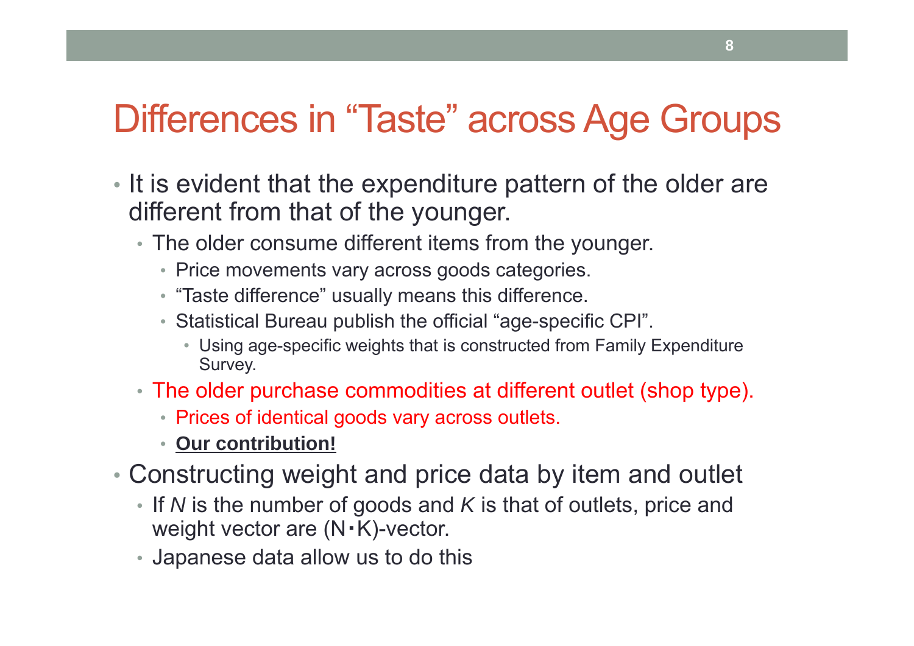# Differences in "Taste" across Age Groups

- It is evident that the expenditure pattern of the older are different from that of the younger.
  - The older consume different items from the younger.
    - Price movements vary across goods categories.
    - "Taste difference" usually means this difference.
    - Statistical Bureau publish the official "age-specific CPI".
      - Using age-specific weights that is constructed from Family Expenditure Survey.
  - The older purchase commodities at different outlet (shop type).
    - Prices of identical goods vary across outlets.
    - **Our contribution!**
- Constructing weight and price data by item and outlet
  - If $N$ is the number of goods and $K$ is that of outlets, price and weight vector are $(N \cdot K)$-vector.
  - Japanese data allow us to do this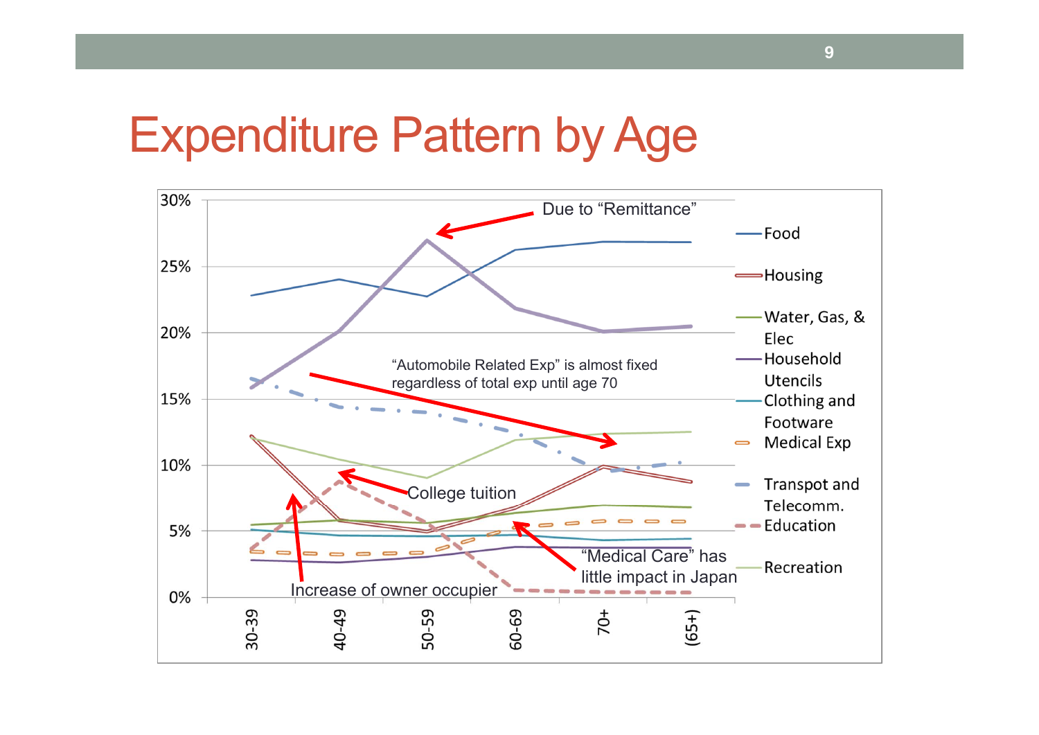# Expenditure Pattern by Age

30%
25%
20%
15%
10%
5%
0%

30-39
40-49
50-59
60-69
70+
(65+)

Due to "Remittance"

"Automobile Related Exp" is almost fixed regardless of total exp until age 70

College tuition

"Medical Care" has little impact in Japan

Increase of owner occupier

- Food
- Housing
- Water, Gas, & Elec
- Household Utencils
- Clothing and Footware
- Medical Exp
- Transpot and Telecomm.
- Education
- Recreation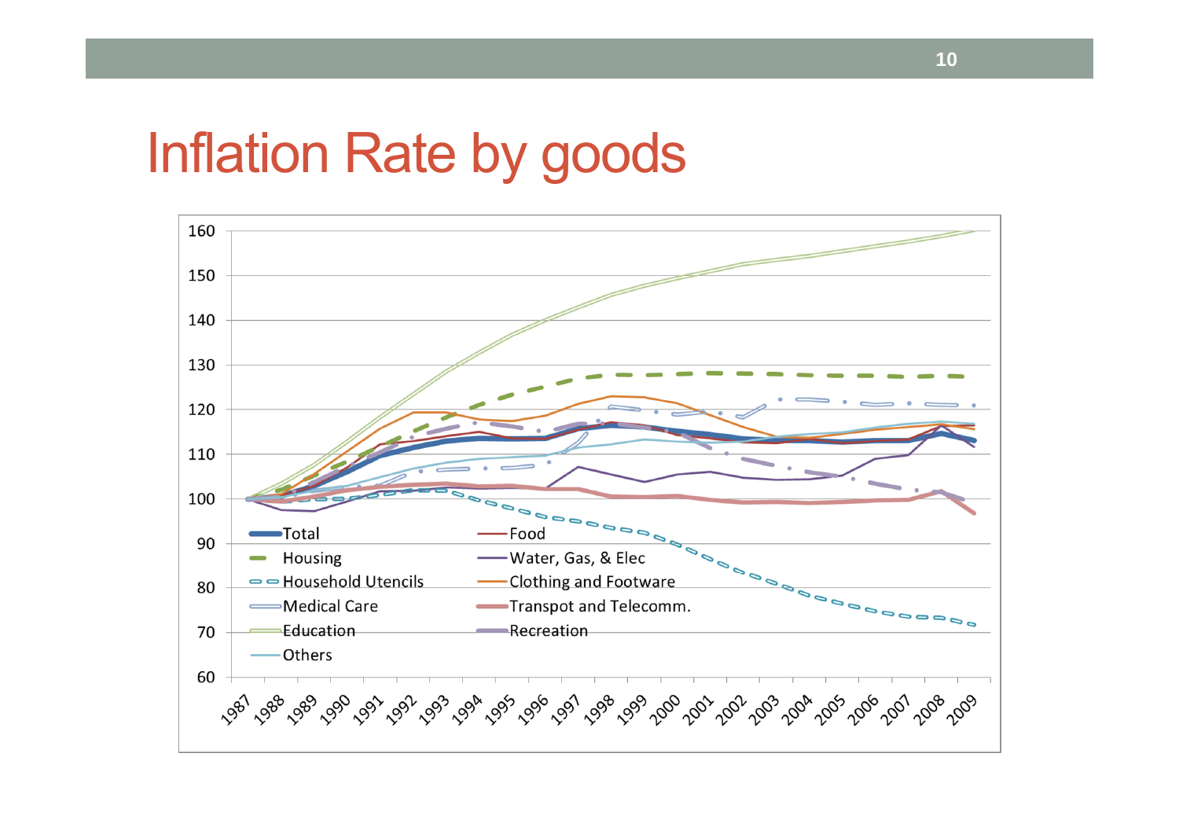# Inflation Rate by goods

160
150
140
130
120
110
100
90
80
70
60

Total
Food
Housing
Water, Gas, & Elec
Household Utencils
Clothing and Footware
Medical Care
Transpot and Telecomm.
Education
Recreation
Others

1987 1988 1989 1990 1991 1992 1993 1994 1995 1996 1997 1998 1999 2000 2001 2002 2003 2004 2005 2006 2007 2008 2009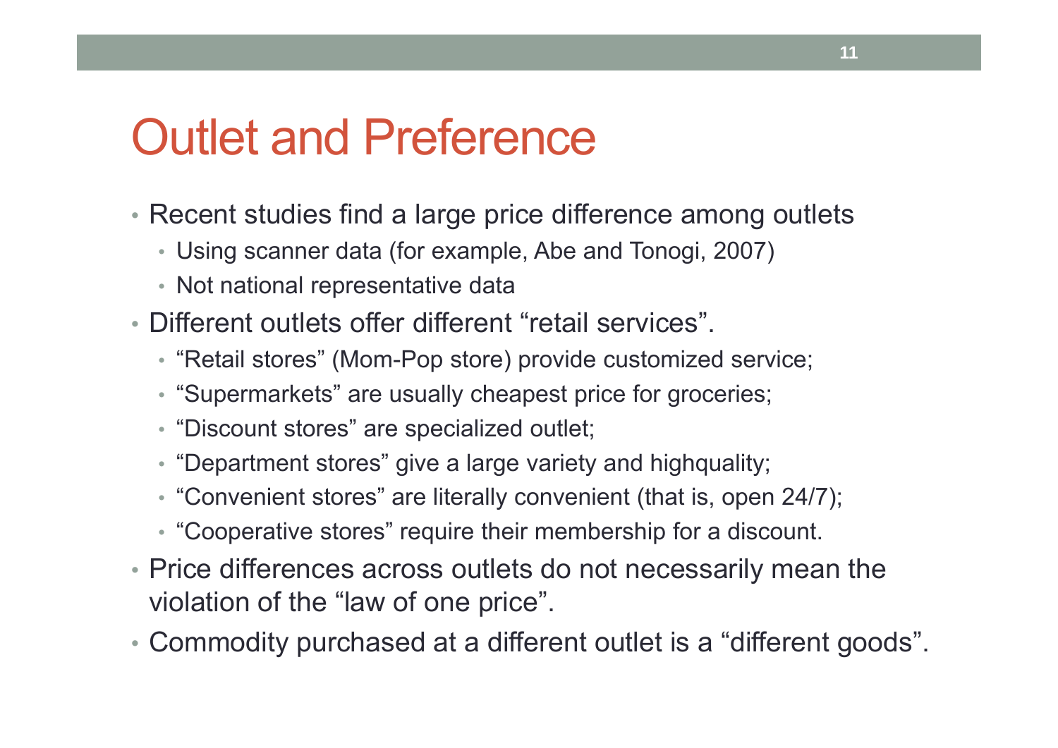# Outlet and Preference

- Recent studies find a large price difference among outlets
  - Using scanner data (for example, Abe and Tonogi, 2007)
  - Not national representative data
- Different outlets offer different "retail services".
  - "Retail stores" (Mom-Pop store) provide customized service;
  - "Supermarkets" are usually cheapest price for groceries;
  - "Discount stores" are specialized outlet;
  - "Department stores" give a large variety and highquality;
  - "Convenient stores" are literally convenient (that is, open 24/7);
  - "Cooperative stores" require their membership for a discount.
- Price differences across outlets do not necessarily mean the violation of the "law of one price".
- Commodity purchased at a different outlet is a "different goods".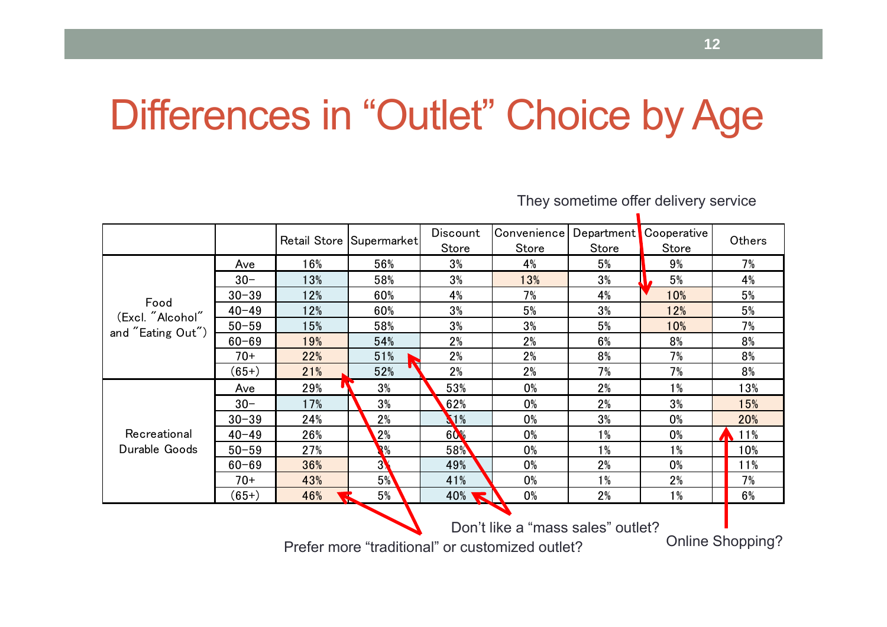# Differences in "Outlet" Choice by Age

They sometime offer delivery service

| | | Retail Store | Supermarket | Discount Store | Convenience Store | Department Store | Cooperative Store | Others |
|---|---|---|---|---|---|---|---|---|
| Food (Excl. "Alcohol" and "Eating Out") | Ave | 16% | 56% | 3% | 4% | 5% | 9% | 7% |
| | 30− | 13% | 58% | 3% | 13% | 3% | 5% | 4% |
| | 30−39 | 12% | 60% | 4% | 7% | 4% | 10% | 5% |
| | 40−49 | 12% | 60% | 3% | 5% | 3% | 12% | 5% |
| | 50−59 | 15% | 58% | 3% | 3% | 5% | 10% | 7% |
| | 60−69 | 19% | 54% | 2% | 2% | 6% | 8% | 8% |
| | 70+ | 22% | 51% | 2% | 2% | 8% | 7% | 8% |
| | (65+) | 21% | 52% | 2% | 2% | 7% | 7% | 8% |
| Recreational Durable Goods | Ave | 29% | 3% | 53% | 0% | 2% | 1% | 13% |
| | 30− | 17% | 3% | 62% | 0% | 2% | 3% | 15% |
| | 30−39 | 24% | 2% | 51% | 0% | 3% | 0% | 20% |
| | 40−49 | 26% | 2% | 60% | 0% | 1% | 0% | 11% |
| | 50−59 | 27% | 3% | 58% | 0% | 1% | 1% | 10% |
| | 60−69 | 36% | 3% | 49% | 0% | 2% | 0% | 11% |
| | 70+ | 43% | 5% | 41% | 0% | 1% | 2% | 7% |
| | (65+) | 46% | 5% | 40% | 0% | 2% | 1% | 6% |

Don't like a "mass sales" outlet?

Prefer more "traditional" or customized outlet?

Online Shopping?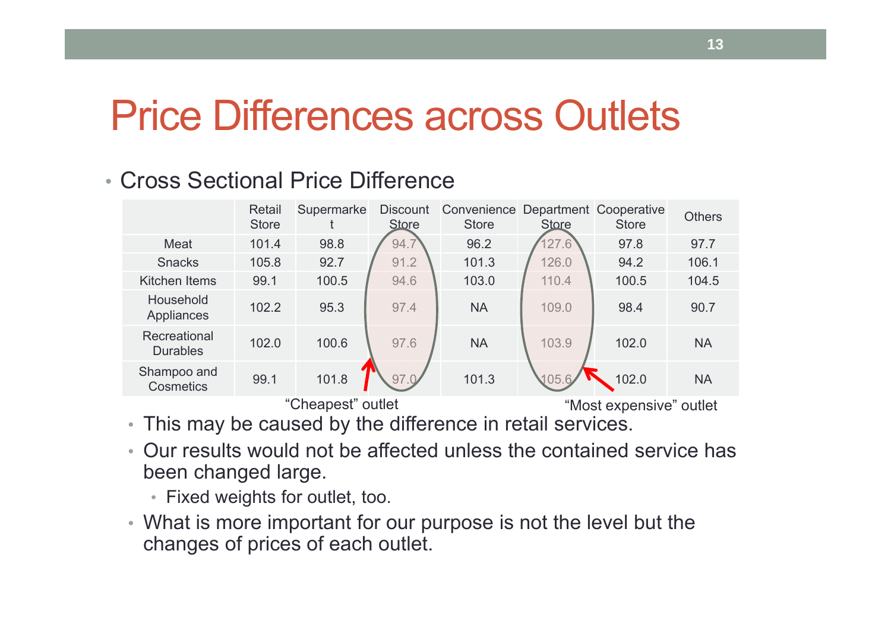# Price Differences across Outlets

- Cross Sectional Price Difference

| | Retail Store | Supermarket | Discount Store | Convenience Store | Department Store | Cooperative Store | Others |
|---|---|---|---|---|---|---|---|
| Meat | 101.4 | 98.8 | 94.7 | 96.2 | 127.6 | 97.8 | 97.7 |
| Snacks | 105.8 | 92.7 | 91.2 | 101.3 | 126.0 | 94.2 | 106.1 |
| Kitchen Items | 99.1 | 100.5 | 94.6 | 103.0 | 110.4 | 100.5 | 104.5 |
| Household Appliances | 102.2 | 95.3 | 97.4 | NA | 109.0 | 98.4 | 90.7 |
| Recreational Durables | 102.0 | 100.6 | 97.6 | NA | 103.9 | 102.0 | NA |
| Shampoo and Cosmetics | 99.1 | 101.8 | 97.0 | 101.3 | 105.6 | 102.0 | NA |

"Cheapest" outlet

"Most expensive" outlet

- This may be caused by the difference in retail services.
- Our results would not be affected unless the contained service has been changed large.
  - Fixed weights for outlet, too.
- What is more important for our purpose is not the level but the changes of prices of each outlet.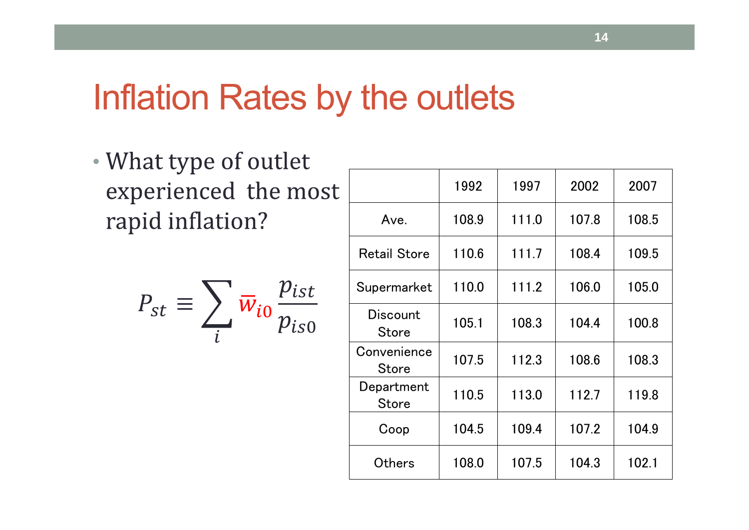# Inflation Rates by the outlets

- What type of outlet experienced the most rapid inflation?

$$P_{st} \equiv \sum_{i} \bar{w}_{i0} \frac{p_{ist}}{p_{is0}}$$

| | 1992 | 1997 | 2002 | 2007 |
|---|---|---|---|---|
| Ave. | 108.9 | 111.0 | 107.8 | 108.5 |
| Retail Store | 110.6 | 111.7 | 108.4 | 109.5 |
| Supermarket | 110.0 | 111.2 | 106.0 | 105.0 |
| Discount Store | 105.1 | 108.3 | 104.4 | 100.8 |
| Convenience Store | 107.5 | 112.3 | 108.6 | 108.3 |
| Department Store | 110.5 | 113.0 | 112.7 | 119.8 |
| Coop | 104.5 | 109.4 | 107.2 | 104.9 |
| Others | 108.0 | 107.5 | 104.3 | 102.1 |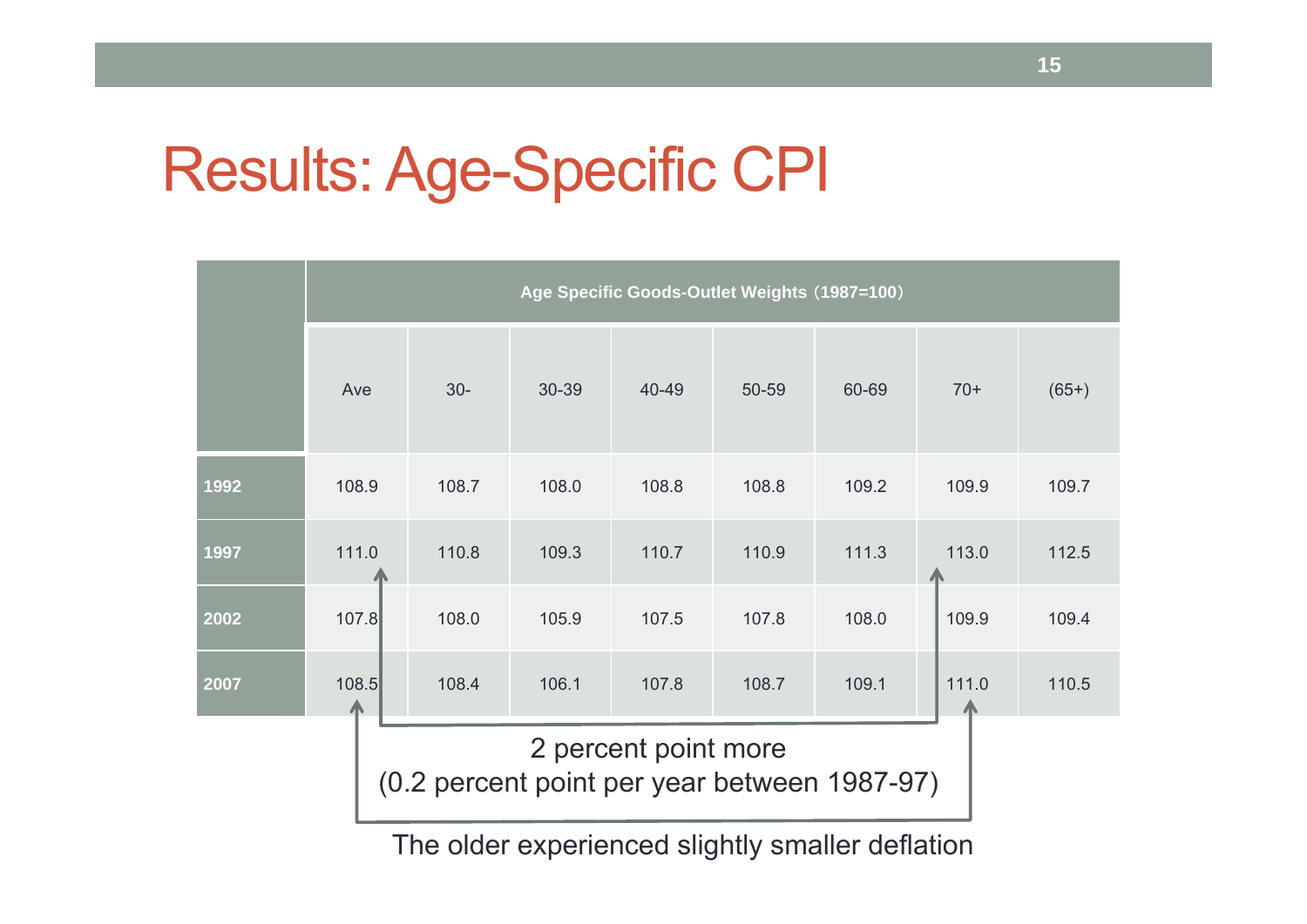# Results: Age-Specific CPI

| | Age Specific Goods-Outlet Weights（1987=100） | | | | | | | |
|---|---|---|---|---|---|---|---|---|
| | Ave | 30- | 30-39 | 40-49 | 50-59 | 60-69 | 70+ | (65+) |
| **1992** | 108.9 | 108.7 | 108.0 | 108.8 | 108.8 | 109.2 | 109.9 | 109.7 |
| **1997** | 111.0 | 110.8 | 109.3 | 110.7 | 110.9 | 111.3 | 113.0 | 112.5 |
| **2002** | 107.8 | 108.0 | 105.9 | 107.5 | 107.8 | 108.0 | 109.9 | 109.4 |
| **2007** | 108.5 | 108.4 | 106.1 | 107.8 | 108.7 | 109.1 | 111.0 | 110.5 |

2 percent point more
(0.2 percent point per year between 1987-97)

The older experienced slightly smaller deflation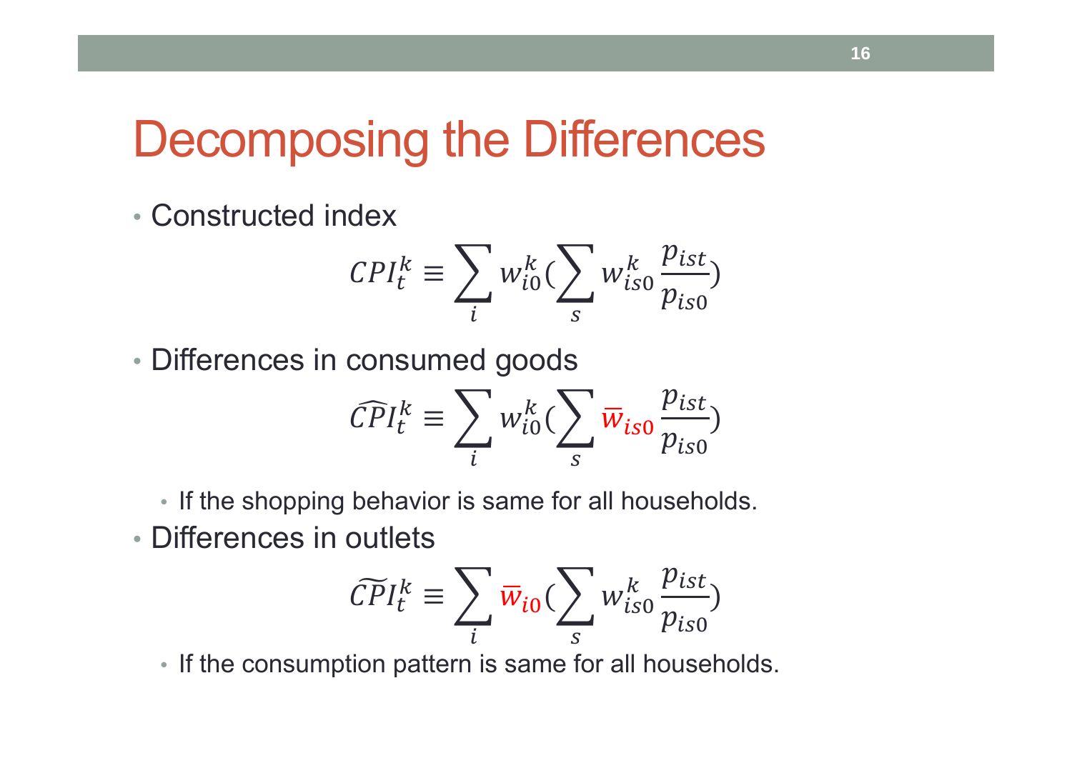# Decomposing the Differences

- Constructed index

$$CPI_t^k \equiv \sum_i w_{i0}^k \left(\sum_s w_{is0}^k \frac{p_{ist}}{p_{is0}}\right)$$

- Differences in consumed goods

$$\widehat{CPI}_t^k \equiv \sum_i w_{i0}^k \left(\sum_s \bar{w}_{is0} \frac{p_{ist}}{p_{is0}}\right)$$

  - If the shopping behavior is same for all households.

- Differences in outlets

$$\widetilde{CPI}_t^k \equiv \sum_i \bar{w}_{i0} \left(\sum_s w_{is0}^k \frac{p_{ist}}{p_{is0}}\right)$$

  - If the consumption pattern is same for all households.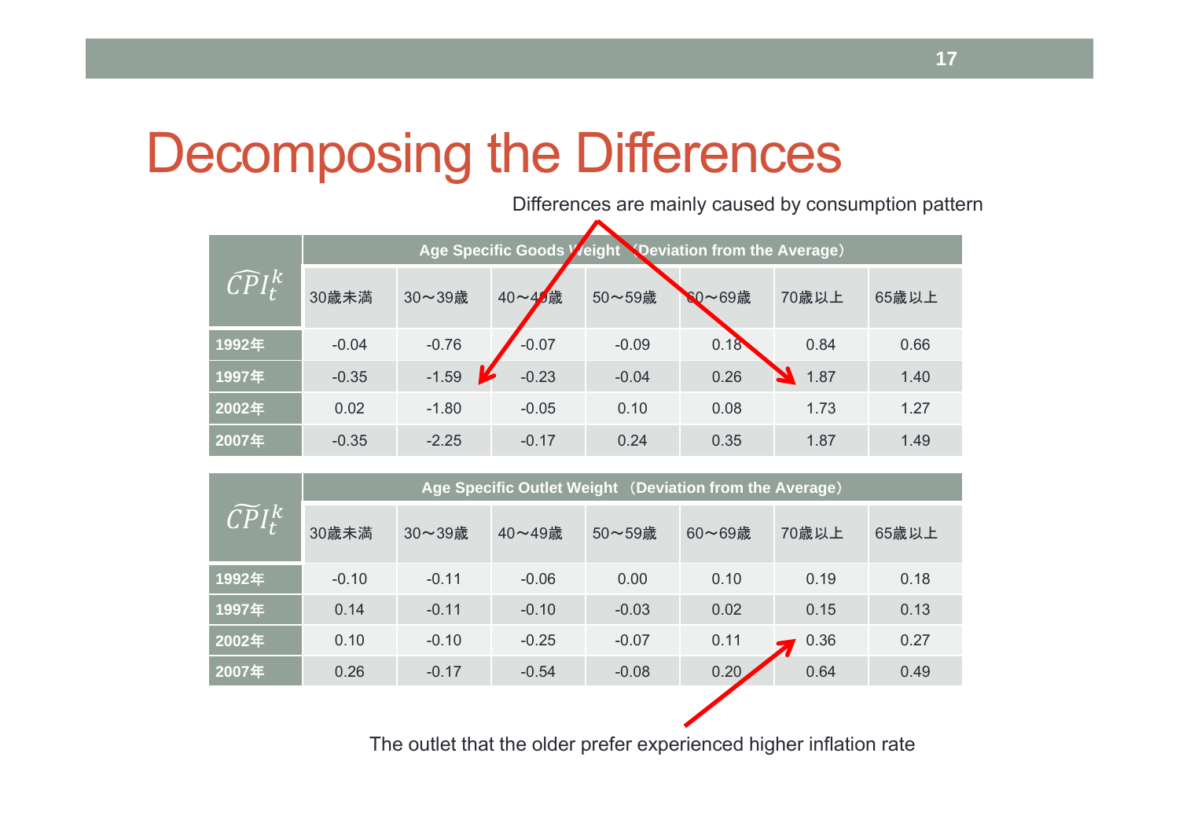# Decomposing the Differences

Differences are mainly caused by consumption pattern

| $\widehat{CPI}_t^k$ | Age Specific Goods Weight（Deviation from the Average） | | | | | | |
|---|---|---|---|---|---|---|---|
| | 30歳未満 | 30～39歳 | 40～49歳 | 50～59歳 | 60～69歳 | 70歳以上 | 65歳以上 |
| 1992年 | -0.04 | -0.76 | -0.07 | -0.09 | 0.18 | 0.84 | 0.66 |
| 1997年 | -0.35 | -1.59 | -0.23 | -0.04 | 0.26 | 1.87 | 1.40 |
| 2002年 | 0.02 | -1.80 | -0.05 | 0.10 | 0.08 | 1.73 | 1.27 |
| 2007年 | -0.35 | -2.25 | -0.17 | 0.24 | 0.35 | 1.87 | 1.49 |

| $\widetilde{CPI}_t^k$ | Age Specific Outlet Weight（Deviation from the Average） | | | | | | |
|---|---|---|---|---|---|---|---|
| | 30歳未満 | 30～39歳 | 40～49歳 | 50～59歳 | 60～69歳 | 70歳以上 | 65歳以上 |
| 1992年 | -0.10 | -0.11 | -0.06 | 0.00 | 0.10 | 0.19 | 0.18 |
| 1997年 | 0.14 | -0.11 | -0.10 | -0.03 | 0.02 | 0.15 | 0.13 |
| 2002年 | 0.10 | -0.10 | -0.25 | -0.07 | 0.11 | 0.36 | 0.27 |
| 2007年 | 0.26 | -0.17 | -0.54 | -0.08 | 0.20 | 0.64 | 0.49 |

The outlet that the older prefer experienced higher inflation rate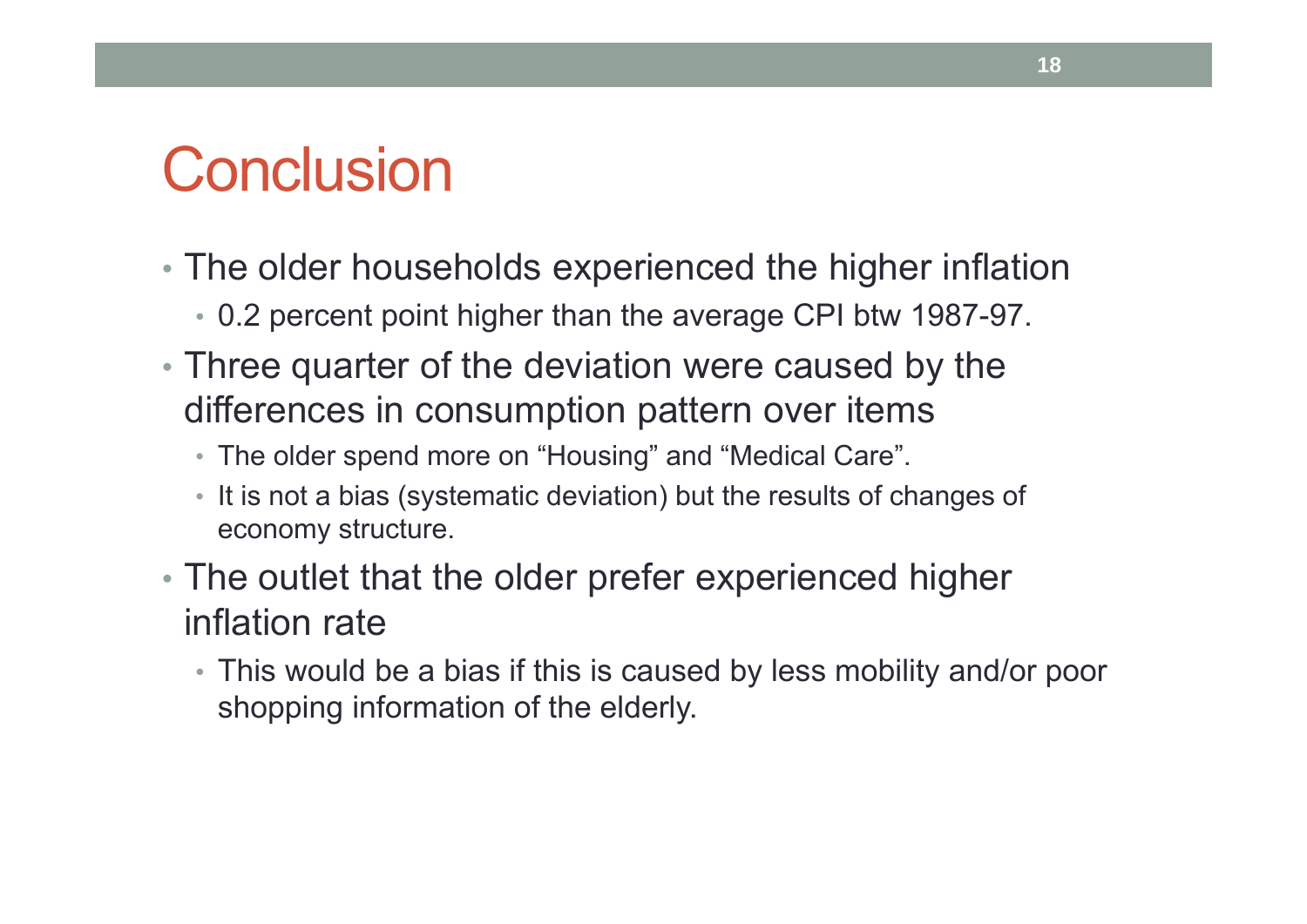# Conclusion

- The older households experienced the higher inflation
  - 0.2 percent point higher than the average CPI btw 1987-97.
- Three quarter of the deviation were caused by the differences in consumption pattern over items
  - The older spend more on "Housing" and "Medical Care".
  - It is not a bias (systematic deviation) but the results of changes of economy structure.
- The outlet that the older prefer experienced higher inflation rate
  - This would be a bias if this is caused by less mobility and/or poor shopping information of the elderly.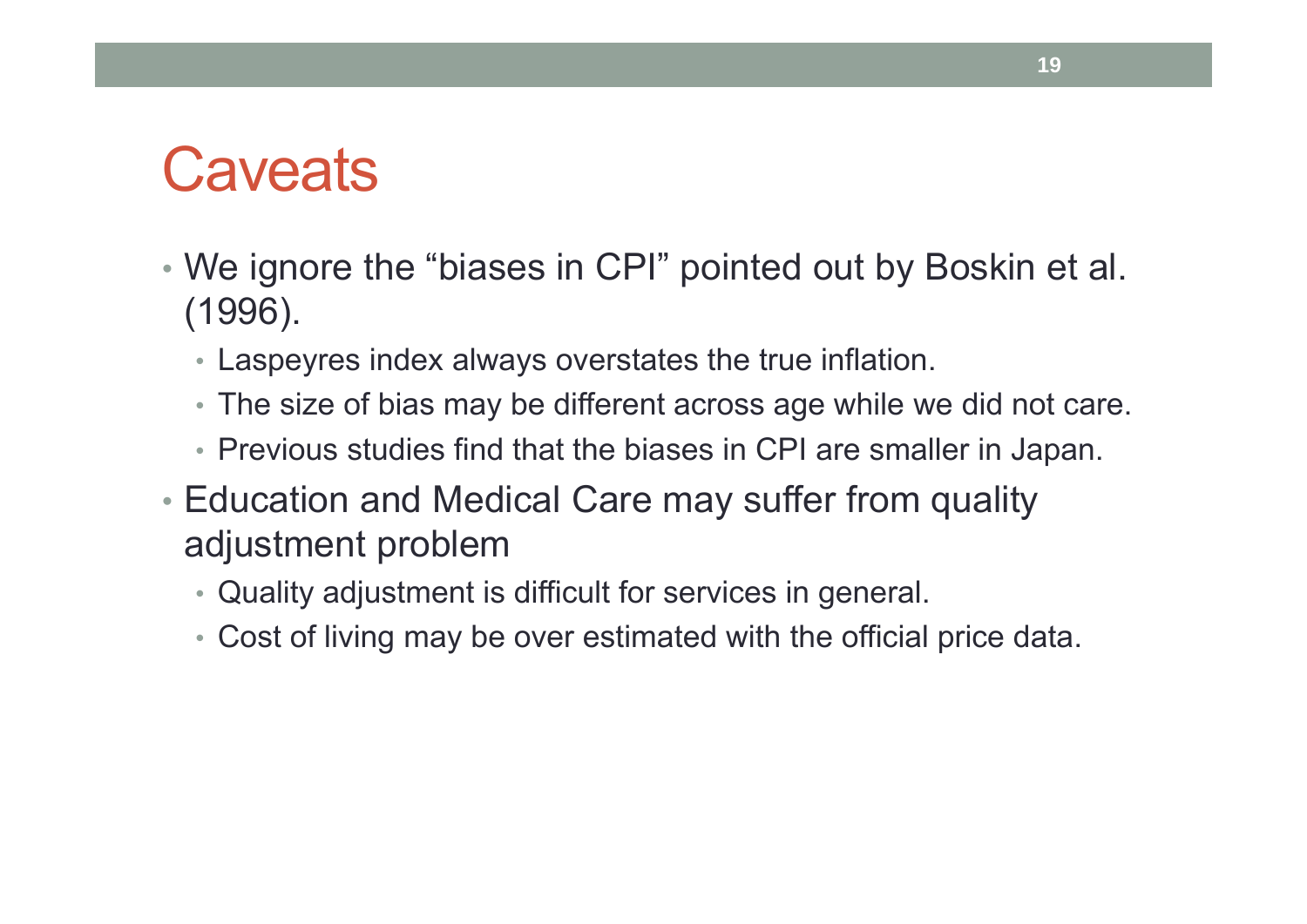# Caveats

- We ignore the “biases in CPI” pointed out by Boskin et al. (1996).
  - Laspeyres index always overstates the true inflation.
  - The size of bias may be different across age while we did not care.
  - Previous studies find that the biases in CPI are smaller in Japan.
- Education and Medical Care may suffer from quality adjustment problem
  - Quality adjustment is difficult for services in general.
  - Cost of living may be over estimated with the official price data.